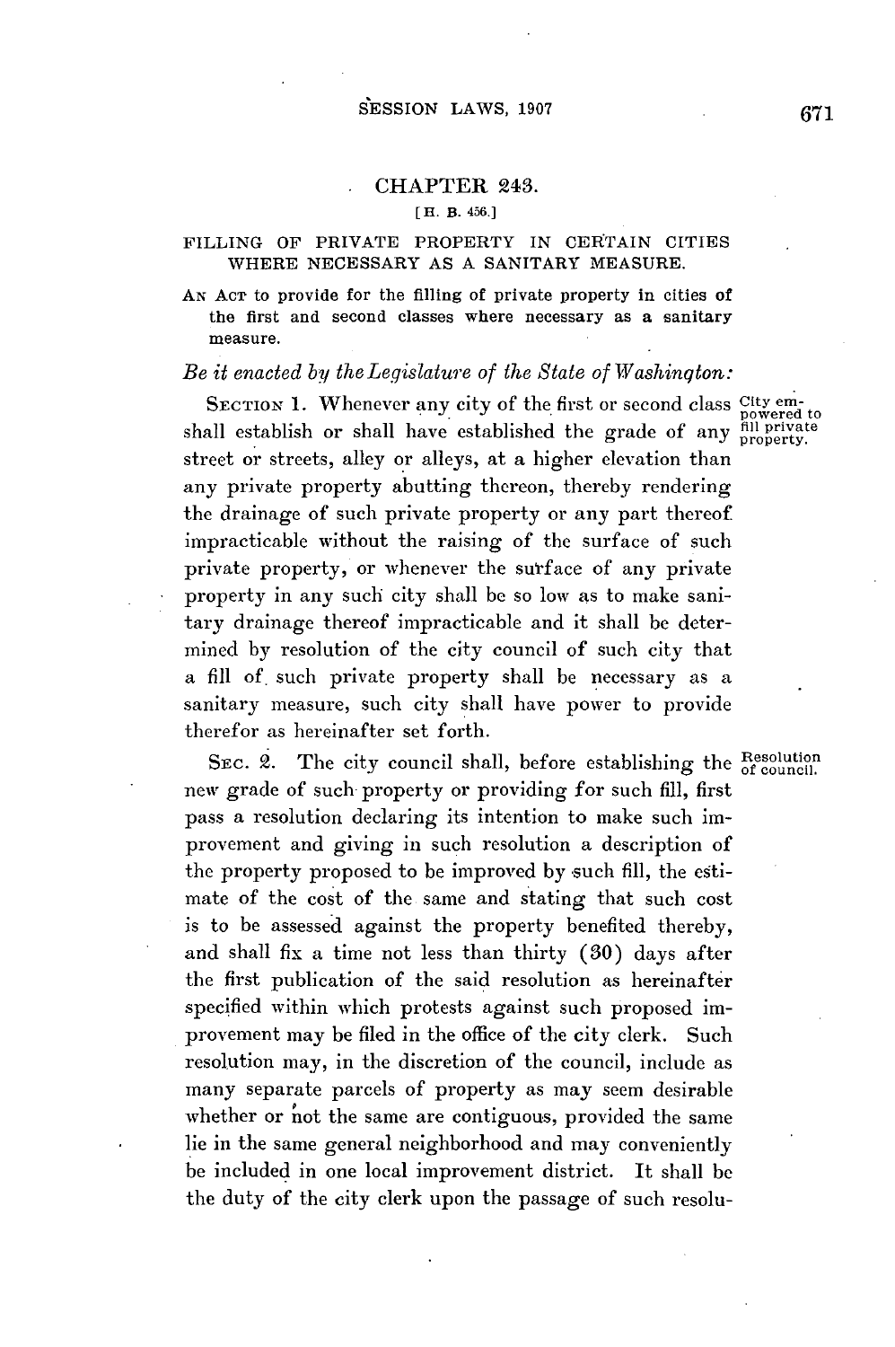# CHAPTER 243.

[H. B. 456.]

## FILLING OF PRIVATE PROPERTY IN CERTAIN CITIES WHERE NECESSARY AS A SANITARY MEASURE.

AN ACT to provide for the filling of private property in cities of the first and second classes where necessary as a sanitary measure.

*Be it enacted by the Legislature of the State of Washington:*

SECTION 1. Whenever any city of the first or second class shall establish or shall have established the grade of any street or streets, alley or alleys, at a higher elevation than any private property abutting thereon, thereby rendering the drainage of such private property or any part thereof impracticable without the raising of the surface of such private property, or whenever the surface of any private property in any such city shall be so low as to make sanitary drainage thereof impracticable and it shall be determined by resolution of the city council of such city that a fill of such private property shall be necessary as a sanitary measure, such city shall have power to provide therefor as hereinafter set forth.

*City empowered to fill private property.*

SEC. 2. The city council shall, before establishing the new grade of such property or providing for such fill, first pass a resolution declaring its intention to make such improvement and giving in such resolution a description of the property proposed to be improved by such fill, the estimate of the cost of the same and stating that such cost is to be assessed against the property benefited thereby, and shall fix a time not less than thirty (30) days after the first publication of the said resolution as hereinafter specified within which protests against such proposed improvement may be filed in the office of the city clerk. Such resolution may, in the discretion of the council, include as many separate parcels of property as may seem desirable whether or not the same are contiguous, provided the same lie in the same general neighborhood and may conveniently be included in one local improvement district. It shall be the duty of the city clerk upon the passage of such resolu-

*Resolution of council.*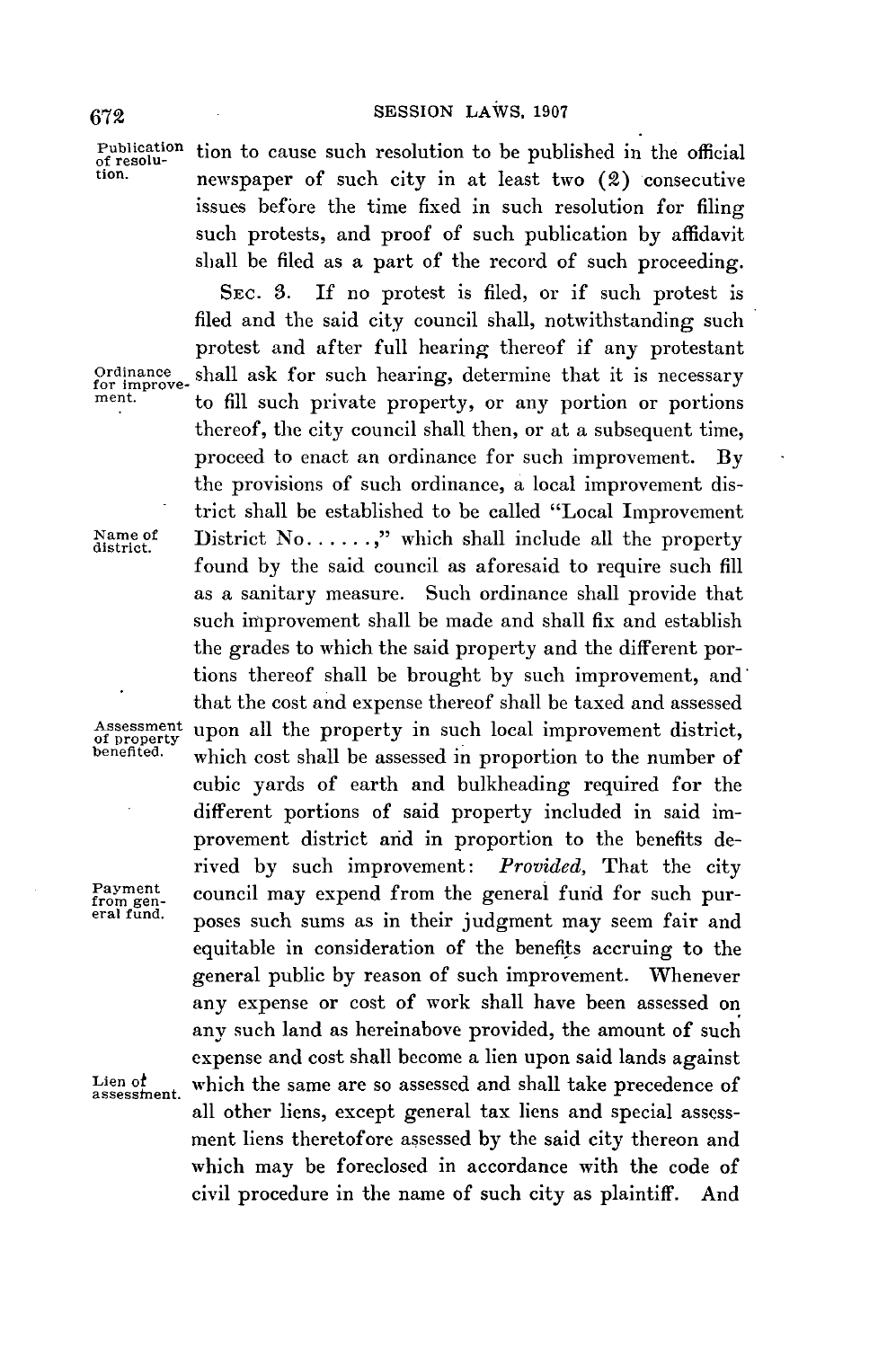tion to cause such resolution to be published in the official newspaper of such city in at least two (2) consecutive issues before the time fixed in such resolution for filing such protests, and proof of such publication by affidavit shall be filed as a part of the record of such proceeding.

SEC. 3. If no protest is filed, or if such protest is filed and the said city council shall, notwithstanding such protest and after full hearing thereof if any protestant shall ask for such hearing, determine that it is necessary to fill such private property, or any portion or portions thereof, the city council shall then, or at a subsequent time, proceed to enact an ordinance for such improvement. By the provisions of such ordinance, a local improvement district shall be established to be called "Local Improvement District No......," which shall include all the property found by the said council as aforesaid to require such fill as a sanitary measure. Such ordinance shall provide that such improvement shall be made and shall fix and establish the grades to which the said property and the different portions thereof shall be brought by such improvement, and that the cost and expense thereof shall be taxed and assessed upon all the property in such local improvement district, which cost shall be assessed in proportion to the number of cubic yards of earth and bulkheading required for the different portions of said property included in said improvement district and in proportion to the benefits derived by such improvement: *Provided*, That the city council may expend from the general fund for such purposes such sums as in their judgment may seem fair and equitable in consideration of the benefits accruing to the general public by reason of such improvement. Whenever any expense or cost of work shall have been assessed on any such land as hereinabove provided, the amount of such expense and cost shall become a lien upon said lands against which the same are so assessed and shall take precedence of all other liens, except general tax liens and special assessment liens theretofore assessed by the said city thereon and which may be foreclosed in accordance with the code of civil procedure in the name of such city as plaintiff. And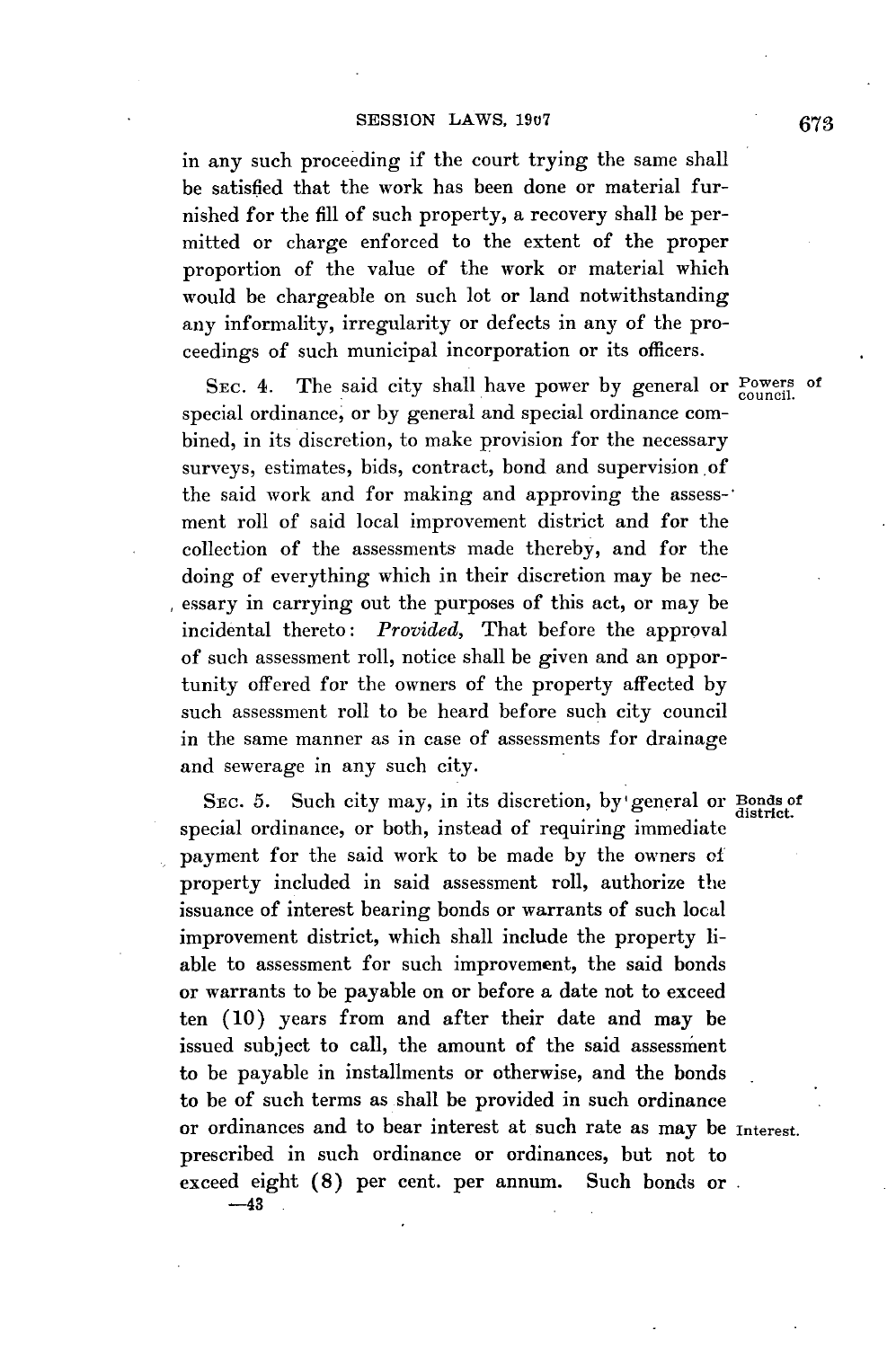in any such proceeding if the court trying the same shall be satisfied that the work has been done or material furnished for the fill of such property, a recovery shall be permitted or charge enforced to the extent of the proper proportion of the value of the work or material which would be chargeable on such lot or land notwithstanding any informality, irregularity or defects in any of the proceedings of such municipal incorporation or its officers.

SEC. 4. The said city shall have power by general or special ordinance, or by general and special ordinance combined, in its discretion, to make provision for the necessary surveys, estimates, bids, contract, bond and supervision of the said work and for making and approving the assessment roll of said local improvement district and for the collection of the assessments made thereby, and for the doing of everything which in their discretion may be necessary in carrying out the purposes of this act, or may be incidental thereto: *Provided,* That before the approval of such assessment roll, notice shall be given and an opportunity offered for the owners of the property affected by such assessment roll to be heard before such city council in the same manner as in case of assessments for drainage and sewerage in any such city. Powers of council.

SEC. 5. Such city may, in its discretion, by general or special ordinance, or both, instead of requiring immediate payment for the said work to be made by the owners of property included in said assessment roll, authorize the issuance of interest bearing bonds or warrants of such local improvement district, which shall include the property liable to assessment for such improvement, the said bonds or warrants to be payable on or before a date not to exceed ten (10) years from and after their date and may be issued subject to call, the amount of the said assessment to be payable in installments or otherwise, and the bonds to be of such terms as shall be provided in such ordinance or ordinances and to bear interest at such rate as may be prescribed in such ordinance or ordinances, but not to exceed eight (8) per cent. per annum. Such bonds or Bonds of district. Interest.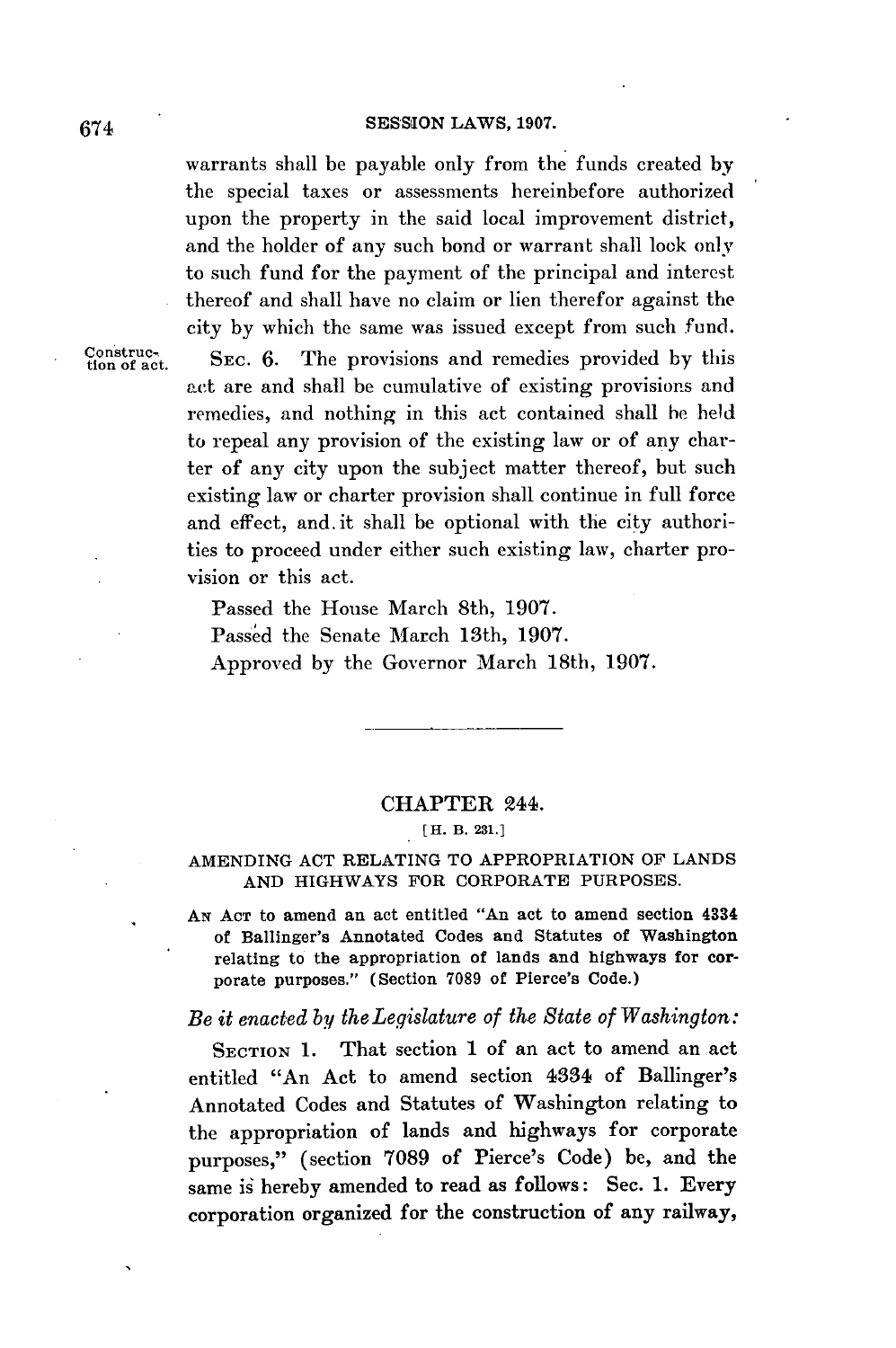warrants shall be payable only from the funds created by the special taxes or assessments hereinbefore authorized upon the property in the said local improvement district, and the holder of any such bond or warrant shall look only to such fund for the payment of the principal and interest thereof and shall have no claim or lien therefor against the city by which the same was issued except from such fund.

Construction of act.

SEC. 6. The provisions and remedies provided by this act are and shall be cumulative of existing provisions and remedies, and nothing in this act contained shall be held to repeal any provision of the existing law or of any charter of any city upon the subject matter thereof, but such existing law or charter provision shall continue in full force and effect, and it shall be optional with the city authorities to proceed under either such existing law, charter provision or this act.

Passed the House March 8th, 1907.

Passed the Senate March 13th, 1907.

Approved by the Governor March 18th, 1907.

---

## CHAPTER 244.

[H. B. 231.]

### AMENDING ACT RELATING TO APPROPRIATION OF LANDS AND HIGHWAYS FOR CORPORATE PURPOSES.

AN ACT to amend an act entitled "An act to amend section 4334 of Ballinger's Annotated Codes and Statutes of Washington relating to the appropriation of lands and highways for corporate purposes." (Section 7089 of Pierce's Code.)

*Be it enacted by the Legislature of the State of Washington:*

SECTION 1. That section 1 of an act to amend an act entitled "An Act to amend section 4334 of Ballinger's Annotated Codes and Statutes of Washington relating to the appropriation of lands and highways for corporate purposes," (section 7089 of Pierce's Code) be, and the same is hereby amended to read as follows: Sec. 1. Every corporation organized for the construction of any railway,